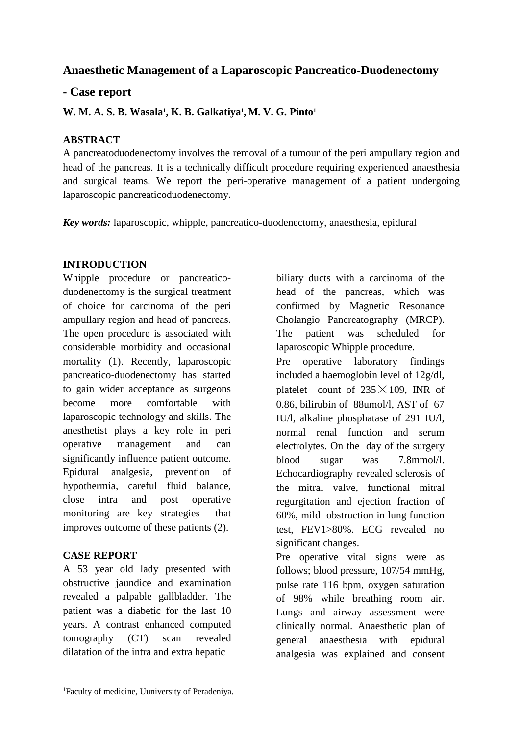# Anaesthetic Management of a Laparoscopic Pancreatico-Duodenectomy - Case report

**W. M. A. S. B. Wasala[1], K. B. Galkatiya[1], M. V. G. Pinto[1]**

## ABSTRACT

A pancreatoduodenectomy involves the removal of a tumour of the peri ampullary region and head of the pancreas. It is a technically difficult procedure requiring experienced anaesthesia and surgical teams. We report the peri-operative management of a patient undergoing laparoscopic pancreaticoduodenectomy.

***Key words:*** laparoscopic, whipple, pancreatico-duodenectomy, anaesthesia, epidural

## INTRODUCTION

Whipple procedure or pancreatico-duodenectomy is the surgical treatment of choice for carcinoma of the peri ampullary region and head of pancreas. The open procedure is associated with considerable morbidity and occasional mortality (1). Recently, laparoscopic pancreatico-duodenectomy has started to gain wider acceptance as surgeons become more comfortable with laparoscopic technology and skills. The anesthetist plays a key role in peri operative management and can significantly influence patient outcome. Epidural analgesia, prevention of hypothermia, careful fluid balance, close intra and post operative monitoring are key strategies that improves outcome of these patients (2).

## CASE REPORT

A 53 year old lady presented with obstructive jaundice and examination revealed a palpable gallbladder. The patient was a diabetic for the last 10 years. A contrast enhanced computed tomography (CT) scan revealed dilatation of the intra and extra hepatic biliary ducts with a carcinoma of the head of the pancreas, which was confirmed by Magnetic Resonance Cholangio Pancreatography (MRCP). The patient was scheduled for laparoscopic Whipple procedure.

Pre operative laboratory findings included a haemoglobin level of 12g/dl, platelet count of $235 \times 109$, INR of 0.86, bilirubin of 88umol/l, AST of 67 IU/l, alkaline phosphatase of 291 IU/l, normal renal function and serum electrolytes. On the day of the surgery blood sugar was 7.8mmol/l. Echocardiography revealed sclerosis of the mitral valve, functional mitral regurgitation and ejection fraction of 60%, mild obstruction in lung function test, FEV1>80%. ECG revealed no significant changes.

Pre operative vital signs were as follows; blood pressure, 107/54 mmHg, pulse rate 116 bpm, oxygen saturation of 98% while breathing room air. Lungs and airway assessment were clinically normal. Anaesthetic plan of general anaesthesia with epidural analgesia was explained and consent

[1]Faculty of medicine, Uuniversity of Peradeniya.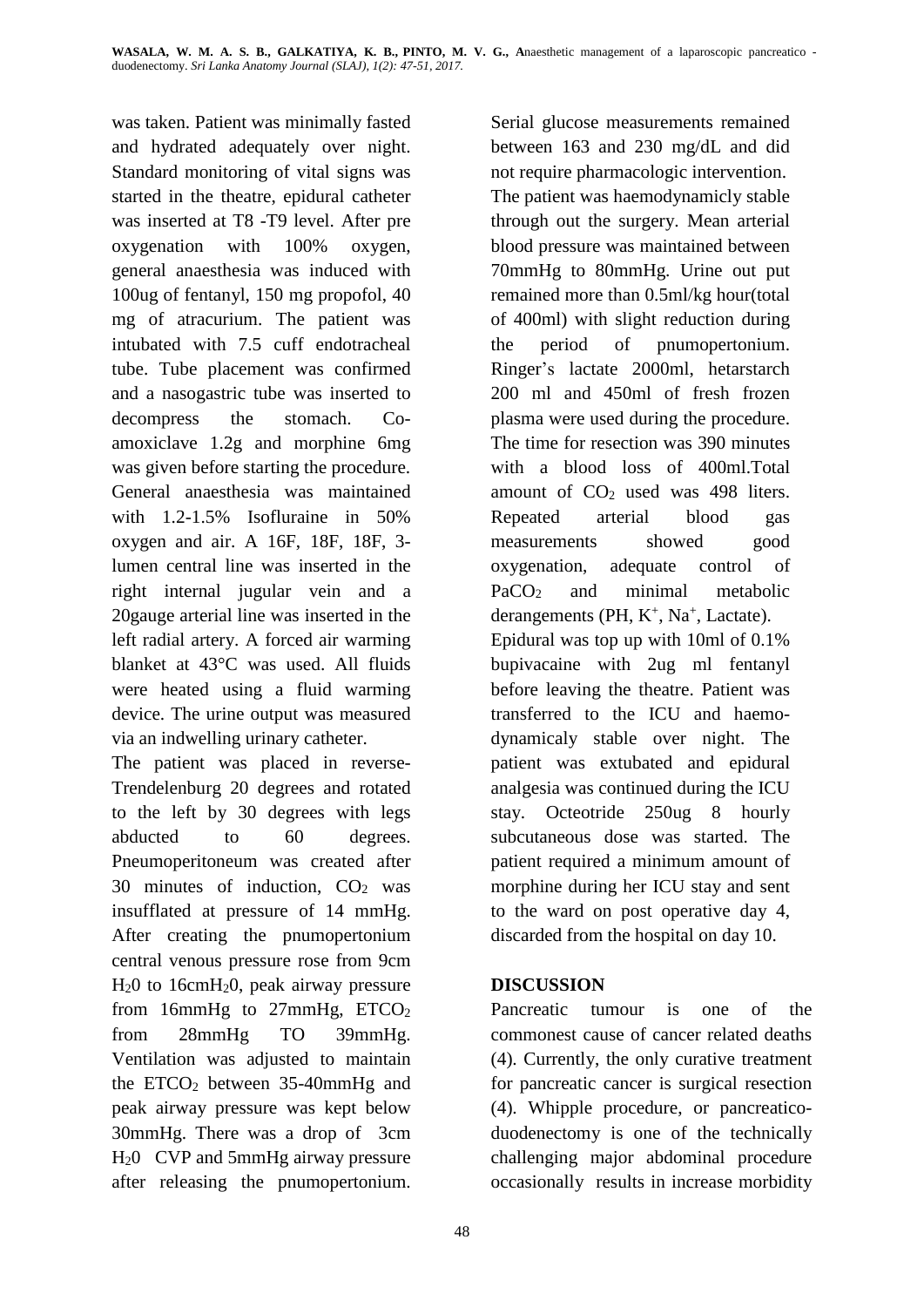was taken. Patient was minimally fasted and hydrated adequately over night. Standard monitoring of vital signs was started in the theatre, epidural catheter was inserted at T8 -T9 level. After pre oxygenation with 100% oxygen, general anaesthesia was induced with 100ug of fentanyl, 150 mg propofol, 40 mg of atracurium. The patient was intubated with 7.5 cuff endotracheal tube. Tube placement was confirmed and a nasogastric tube was inserted to decompress the stomach. Co-amoxiclave 1.2g and morphine 6mg was given before starting the procedure. General anaesthesia was maintained with 1.2-1.5% Isofluraine in 50% oxygen and air. A 16F, 18F, 18F, 3-lumen central line was inserted in the right internal jugular vein and a 20gauge arterial line was inserted in the left radial artery. A forced air warming blanket at 43°C was used. All fluids were heated using a fluid warming device. The urine output was measured via an indwelling urinary catheter.

The patient was placed in reverse-Trendelenburg 20 degrees and rotated to the left by 30 degrees with legs abducted to 60 degrees. Pneumoperitoneum was created after 30 minutes of induction, $CO_2$ was insufflated at pressure of 14 mmHg. After creating the pnumopertonium central venous pressure rose from 9cm $H_2O$ to 16cm$H_2O$, peak airway pressure from 16mmHg to 27mmHg, $ETCO_2$ from 28mmHg TO 39mmHg. Ventilation was adjusted to maintain the $ETCO_2$ between 35-40mmHg and peak airway pressure was kept below 30mmHg. There was a drop of 3cm $H_2O$ CVP and 5mmHg airway pressure after releasing the pnumopertonium. Serial glucose measurements remained between 163 and 230 mg/dL and did not require pharmacologic intervention. The patient was haemodynamicly stable through out the surgery. Mean arterial blood pressure was maintained between 70mmHg to 80mmHg. Urine out put remained more than 0.5ml/kg hour(total of 400ml) with slight reduction during the period of pnumopertonium. Ringer's lactate 2000ml, hetarstarch 200 ml and 450ml of fresh frozen plasma were used during the procedure. The time for resection was 390 minutes with a blood loss of 400ml.Total amount of $CO_2$ used was 498 liters. Repeated arterial blood gas measurements showed good oxygenation, adequate control of $PaCO_2$ and minimal metabolic derangements (PH, $K^+$, $Na^+$, Lactate).

Epidural was top up with 10ml of 0.1% bupivacaine with 2ug ml fentanyl before leaving the theatre. Patient was transferred to the ICU and haemo-dynamicaly stable over night. The patient was extubated and epidural analgesia was continued during the ICU stay. Octeotride 250ug 8 hourly subcutaneous dose was started. The patient required a minimum amount of morphine during her ICU stay and sent to the ward on post operative day 4, discarded from the hospital on day 10.

## DISCUSSION

Pancreatic tumour is one of the commonest cause of cancer related deaths (4). Currently, the only curative treatment for pancreatic cancer is surgical resection (4). Whipple procedure, or pancreatico-duodenectomy is one of the technically challenging major abdominal procedure occasionally results in increase morbidity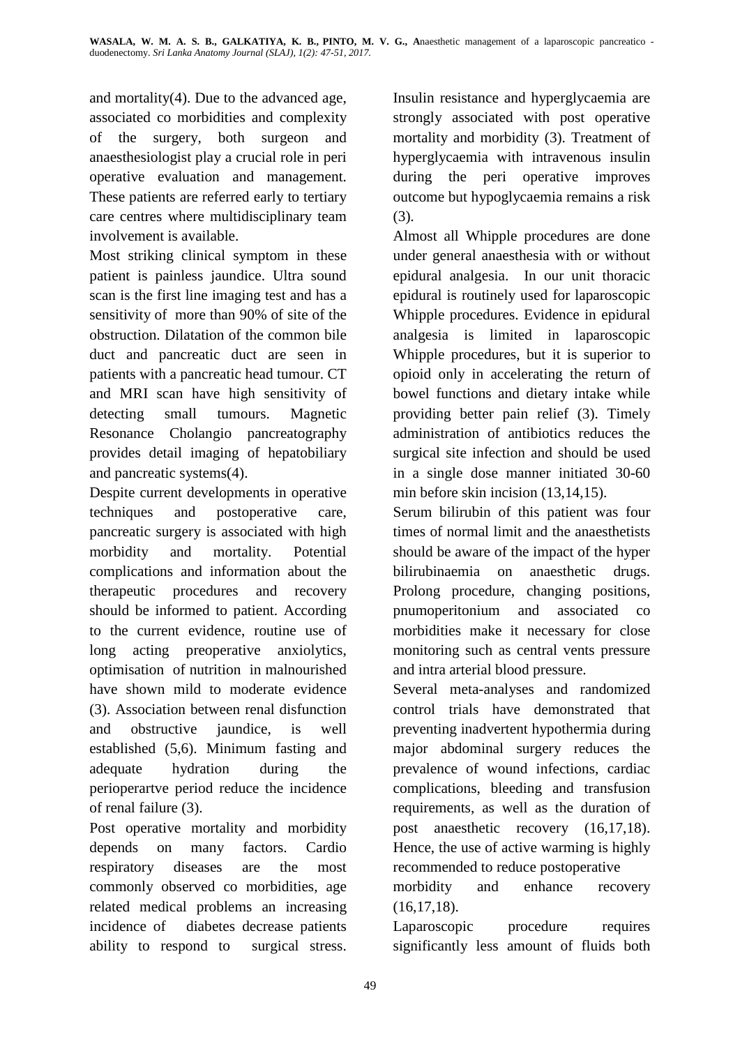and mortality(4). Due to the advanced age, associated co morbidities and complexity of the surgery, both surgeon and anaesthesiologist play a crucial role in peri operative evaluation and management. These patients are referred early to tertiary care centres where multidisciplinary team involvement is available.

Most striking clinical symptom in these patient is painless jaundice. Ultra sound scan is the first line imaging test and has a sensitivity of more than 90% of site of the obstruction. Dilatation of the common bile duct and pancreatic duct are seen in patients with a pancreatic head tumour. CT and MRI scan have high sensitivity of detecting small tumours. Magnetic Resonance Cholangio pancreatography provides detail imaging of hepatobiliary and pancreatic systems(4).

Despite current developments in operative techniques and postoperative care, pancreatic surgery is associated with high morbidity and mortality. Potential complications and information about the therapeutic procedures and recovery should be informed to patient. According to the current evidence, routine use of long acting preoperative anxiolytics, optimisation of nutrition in malnourished have shown mild to moderate evidence (3). Association between renal disfunction and obstructive jaundice, is well established (5,6). Minimum fasting and adequate hydration during the perioperartve period reduce the incidence of renal failure (3).

Post operative mortality and morbidity depends on many factors. Cardio respiratory diseases are the most commonly observed co morbidities, age related medical problems an increasing incidence of diabetes decrease patients ability to respond to surgical stress. Insulin resistance and hyperglycaemia are strongly associated with post operative mortality and morbidity (3). Treatment of hyperglycaemia with intravenous insulin during the peri operative improves outcome but hypoglycaemia remains a risk (3).

Almost all Whipple procedures are done under general anaesthesia with or without epidural analgesia. In our unit thoracic epidural is routinely used for laparoscopic Whipple procedures. Evidence in epidural analgesia is limited in laparoscopic Whipple procedures, but it is superior to opioid only in accelerating the return of bowel functions and dietary intake while providing better pain relief (3). Timely administration of antibiotics reduces the surgical site infection and should be used in a single dose manner initiated 30-60 min before skin incision (13,14,15).

Serum bilirubin of this patient was four times of normal limit and the anaesthetists should be aware of the impact of the hyper bilirubinaemia on anaesthetic drugs. Prolong procedure, changing positions, pnumoperitonium and associated co morbidities make it necessary for close monitoring such as central vents pressure and intra arterial blood pressure.

Several meta-analyses and randomized control trials have demonstrated that preventing inadvertent hypothermia during major abdominal surgery reduces the prevalence of wound infections, cardiac complications, bleeding and transfusion requirements, as well as the duration of post anaesthetic recovery (16,17,18). Hence, the use of active warming is highly recommended to reduce postoperative morbidity and enhance recovery (16,17,18).

Laparoscopic procedure requires significantly less amount of fluids both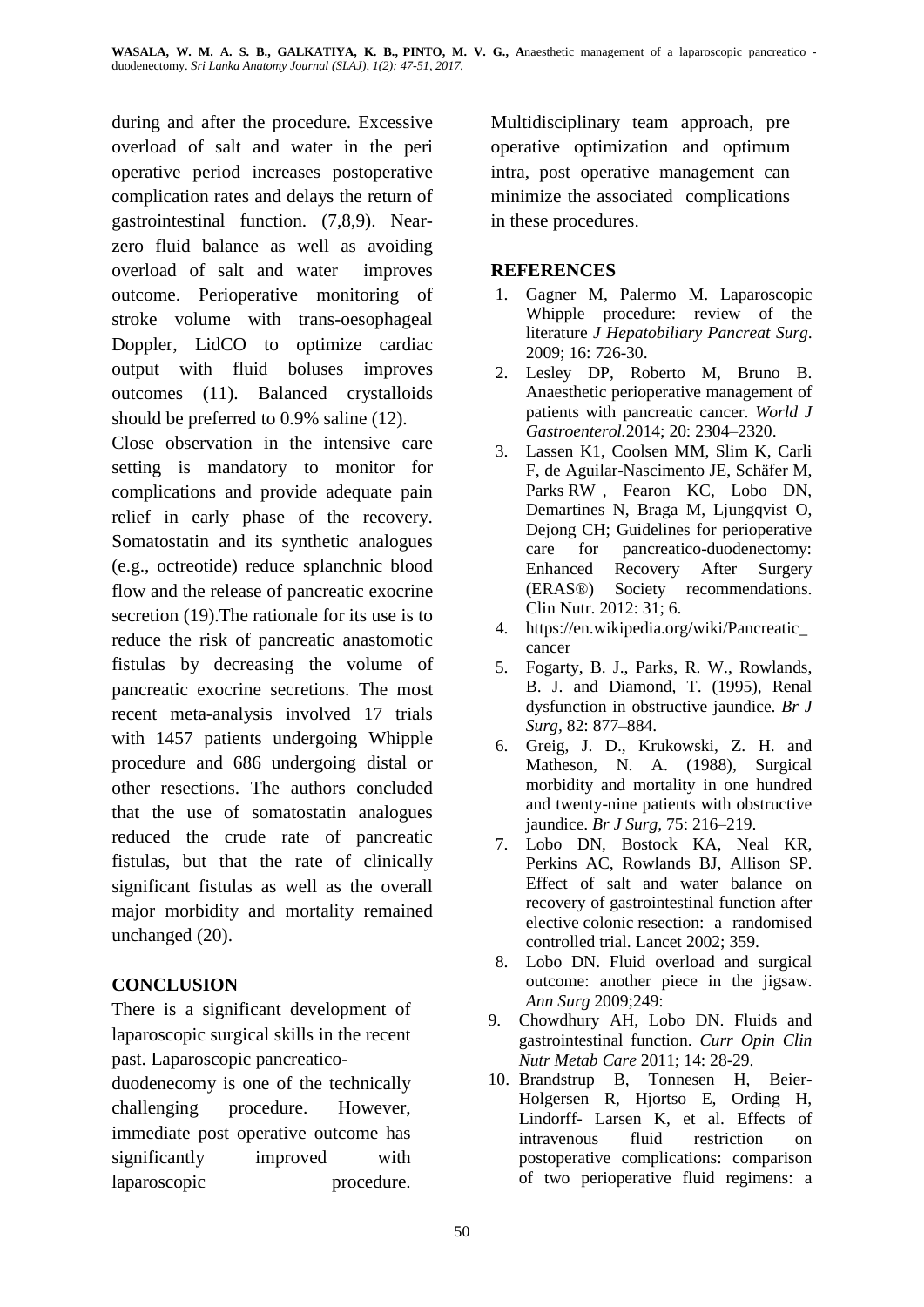during and after the procedure. Excessive overload of salt and water in the peri operative period increases postoperative complication rates and delays the return of gastrointestinal function. (7,8,9). Near-zero fluid balance as well as avoiding overload of salt and water improves outcome. Perioperative monitoring of stroke volume with trans-oesophageal Doppler, LidCO to optimize cardiac output with fluid boluses improves outcomes (11). Balanced crystalloids should be preferred to 0.9% saline (12).

Close observation in the intensive care setting is mandatory to monitor for complications and provide adequate pain relief in early phase of the recovery. Somatostatin and its synthetic analogues (e.g., octreotide) reduce splanchnic blood flow and the release of pancreatic exocrine secretion (19).The rationale for its use is to reduce the risk of pancreatic anastomotic fistulas by decreasing the volume of pancreatic exocrine secretions. The most recent meta-analysis involved 17 trials with 1457 patients undergoing Whipple procedure and 686 undergoing distal or other resections. The authors concluded that the use of somatostatin analogues reduced the crude rate of pancreatic fistulas, but that the rate of clinically significant fistulas as well as the overall major morbidity and mortality remained unchanged (20).

## CONCLUSION

There is a significant development of laparoscopic surgical skills in the recent past. Laparoscopic pancreatico-duodenecomy is one of the technically challenging procedure. However, immediate post operative outcome has significantly improved with laparoscopic procedure. Multidisciplinary team approach, pre operative optimization and optimum intra, post operative management can minimize the associated complications in these procedures.

## REFERENCES

1. Gagner M, Palermo M. Laparoscopic Whipple procedure: review of the literature *J Hepatobiliary Pancreat Surg.* 2009; 16: 726-30.
2. Lesley DP, Roberto M, Bruno B. Anaesthetic perioperative management of patients with pancreatic cancer. *World J Gastroenterol.*2014; 20: 2304–2320.
3. Lassen K1, Coolsen MM, Slim K, Carli F, de Aguilar-Nascimento JE, Schäfer M, Parks RW , Fearon KC, Lobo DN, Demartines N, Braga M, Ljungqvist O, Dejong CH; Guidelines for perioperative care for pancreatico-duodenectomy: Enhanced Recovery After Surgery (ERAS®) Society recommendations. Clin Nutr. 2012: 31; 6.
4. https://en.wikipedia.org/wiki/Pancreatic_cancer
5. Fogarty, B. J., Parks, R. W., Rowlands, B. J. and Diamond, T. (1995), Renal dysfunction in obstructive jaundice. *Br J Surg,* 82: 877–884.
6. Greig, J. D., Krukowski, Z. H. and Matheson, N. A. (1988), Surgical morbidity and mortality in one hundred and twenty-nine patients with obstructive jaundice. *Br J Surg,* 75: 216–219.
7. Lobo DN, Bostock KA, Neal KR, Perkins AC, Rowlands BJ, Allison SP. Effect of salt and water balance on recovery of gastrointestinal function after elective colonic resection: a randomised controlled trial. Lancet 2002; 359.
8. Lobo DN. Fluid overload and surgical outcome: another piece in the jigsaw. *Ann Surg* 2009;249:
9. Chowdhury AH, Lobo DN. Fluids and gastrointestinal function. *Curr Opin Clin Nutr Metab Care* 2011; 14: 28-29.
10. Brandstrup B, Tonnesen H, Beier-Holgersen R, Hjortso E, Ording H, Lindorff- Larsen K, et al. Effects of intravenous fluid restriction on postoperative complications: comparison of two perioperative fluid regimens: a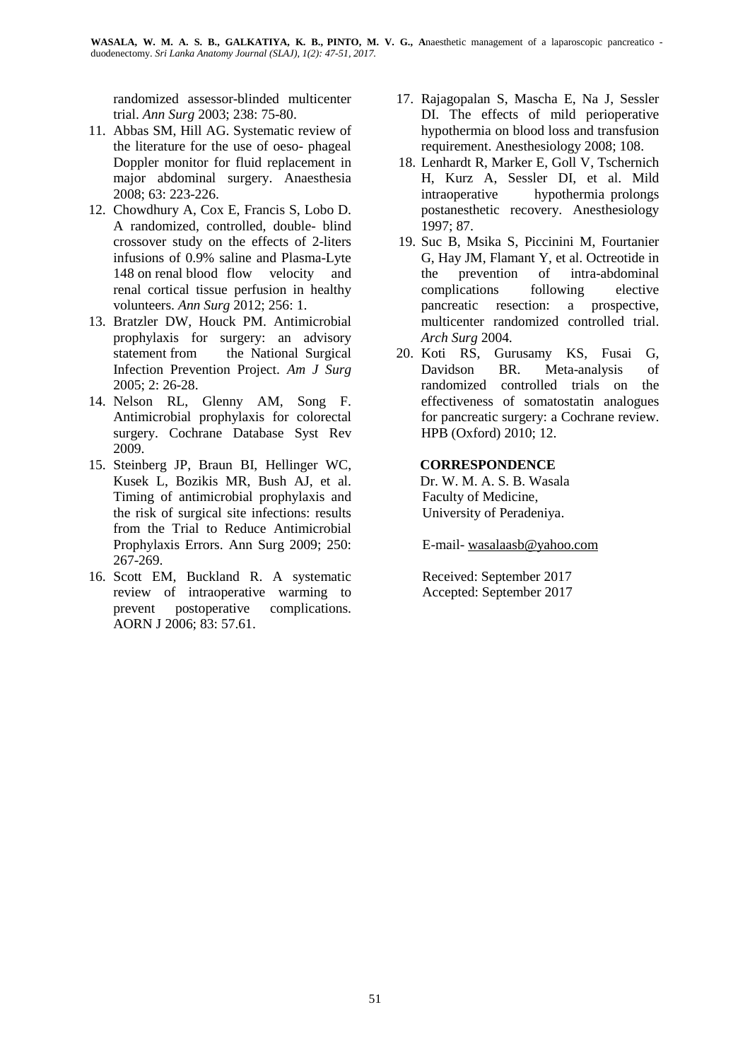randomized assessor-blinded multicenter trial. *Ann Surg* 2003; 238: 75-80.

11. Abbas SM, Hill AG. Systematic review of the literature for the use of oeso- phageal Doppler monitor for fluid replacement in major abdominal surgery. Anaesthesia 2008; 63: 223-226.
12. Chowdhury A, Cox E, Francis S, Lobo D. A randomized, controlled, double- blind crossover study on the effects of 2-liters infusions of 0.9% saline and Plasma-Lyte 148 on renal blood flow velocity and renal cortical tissue perfusion in healthy volunteers. *Ann Surg* 2012; 256: 1.
13. Bratzler DW, Houck PM. Antimicrobial prophylaxis for surgery: an advisory statement from the National Surgical Infection Prevention Project. *Am J Surg* 2005; 2: 26-28.
14. Nelson RL, Glenny AM, Song F. Antimicrobial prophylaxis for colorectal surgery. Cochrane Database Syst Rev 2009.
15. Steinberg JP, Braun BI, Hellinger WC, Kusek L, Bozikis MR, Bush AJ, et al. Timing of antimicrobial prophylaxis and the risk of surgical site infections: results from the Trial to Reduce Antimicrobial Prophylaxis Errors. Ann Surg 2009; 250: 267-269.
16. Scott EM, Buckland R. A systematic review of intraoperative warming to prevent postoperative complications. AORN J 2006; 83: 57.61.
17. Rajagopalan S, Mascha E, Na J, Sessler DI. The effects of mild perioperative hypothermia on blood loss and transfusion requirement. Anesthesiology 2008; 108.
18. Lenhardt R, Marker E, Goll V, Tschernich H, Kurz A, Sessler DI, et al. Mild intraoperative hypothermia prolongs postanesthetic recovery. Anesthesiology 1997; 87.
19. Suc B, Msika S, Piccinini M, Fourtanier G, Hay JM, Flamant Y, et al. Octreotide in the prevention of intra-abdominal complications following elective pancreatic resection: a prospective, multicenter randomized controlled trial. *Arch Surg* 2004.
20. Koti RS, Gurusamy KS, Fusai G, Davidson BR. Meta-analysis of randomized controlled trials on the effectiveness of somatostatin analogues for pancreatic surgery: a Cochrane review. HPB (Oxford) 2010; 12.

**CORRESPONDENCE**

Dr. W. M. A. S. B. Wasala
Faculty of Medicine,
University of Peradeniya.

E-mail- wasalaasb@yahoo.com

Received: September 2017
Accepted: September 2017